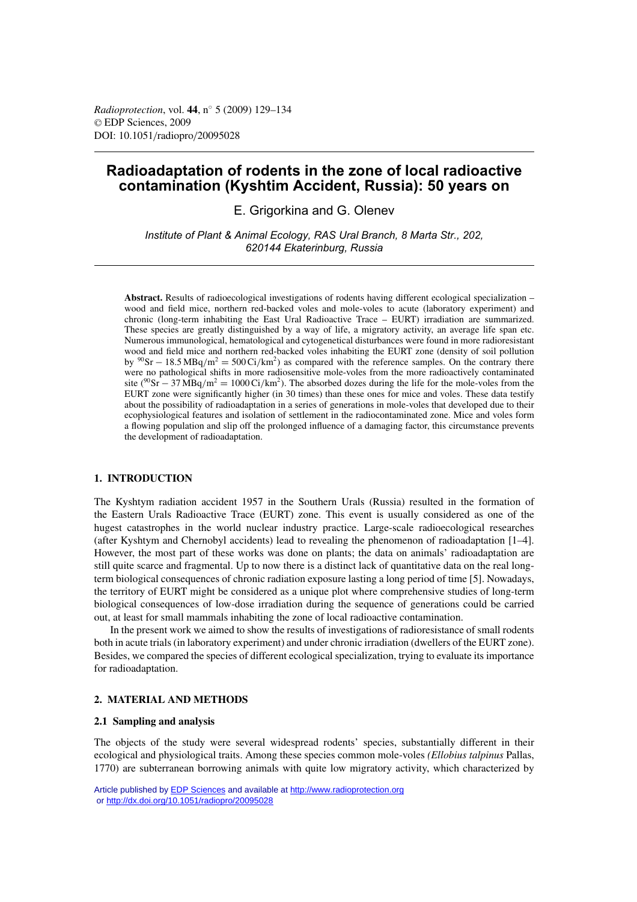# Radioadaptation of rodents in the zone of local radioactive contamination (Kyshtim Accident, Russia): 50 years on

E. Grigorkina and G. Olenev

*Institute of Plant & Animal Ecology, RAS Ural Branch, 8 Marta Str., 202, 620144 Ekaterinburg, Russia*

**Abstract.** Results of radioecological investigations of rodents having different ecological specialization – wood and field mice, northern red-backed voles and mole-voles to acute (laboratory experiment) and chronic (long-term inhabiting the East Ural Radioactive Trace – EURT) irradiation are summarized. These species are greatly distinguished by a way of life, a migratory activity, an average life span etc. Numerous immunological, hematological and cytogenetical disturbances were found in more radioresistant wood and field mice and northern red-backed voles inhabiting the EURT zone (density of soil pollution by $^{90}$Sr $- 18.5\,\text{MBq/m}^2 = 500\,\text{Ci/km}^2$) as compared with the reference samples. On the contrary there were no pathological shifts in more radiosensitive mole-voles from the more radioactively contaminated site ($^{90}$Sr $- 37\,\text{MBq/m}^2 = 1000\,\text{Ci/km}^2$). The absorbed dozes during the life for the mole-voles from the EURT zone were significantly higher (in 30 times) than these ones for mice and voles. These data testify about the possibility of radioadaptation in a series of generations in mole-voles that developed due to their ecophysiological features and isolation of settlement in the radiocontaminated zone. Mice and voles form a flowing population and slip off the prolonged influence of a damaging factor, this circumstance prevents the development of radioadaptation.

## 1. INTRODUCTION

The Kyshtym radiation accident 1957 in the Southern Urals (Russia) resulted in the formation of the Eastern Urals Radioactive Trace (EURT) zone. This event is usually considered as one of the hugest catastrophes in the world nuclear industry practice. Large-scale radioecological researches (after Kyshtym and Chernobyl accidents) lead to revealing the phenomenon of radioadaptation [1–4]. However, the most part of these works was done on plants; the data on animals' radioadaptation are still quite scarce and fragmental. Up to now there is a distinct lack of quantitative data on the real long-term biological consequences of chronic radiation exposure lasting a long period of time [5]. Nowadays, the territory of EURT might be considered as a unique plot where comprehensive studies of long-term biological consequences of low-dose irradiation during the sequence of generations could be carried out, at least for small mammals inhabiting the zone of local radioactive contamination.

In the present work we aimed to show the results of investigations of radioresistance of small rodents both in acute trials (in laboratory experiment) and under chronic irradiation (dwellers of the EURT zone). Besides, we compared the species of different ecological specialization, trying to evaluate its importance for radioadaptation.

## 2. MATERIAL AND METHODS

### 2.1 Sampling and analysis

The objects of the study were several widespread rodents' species, substantially different in their ecological and physiological traits. Among these species common mole-voles *(Ellobius talpinus* Pallas, 1770) are subterranean borrowing animals with quite low migratory activity, which characterized by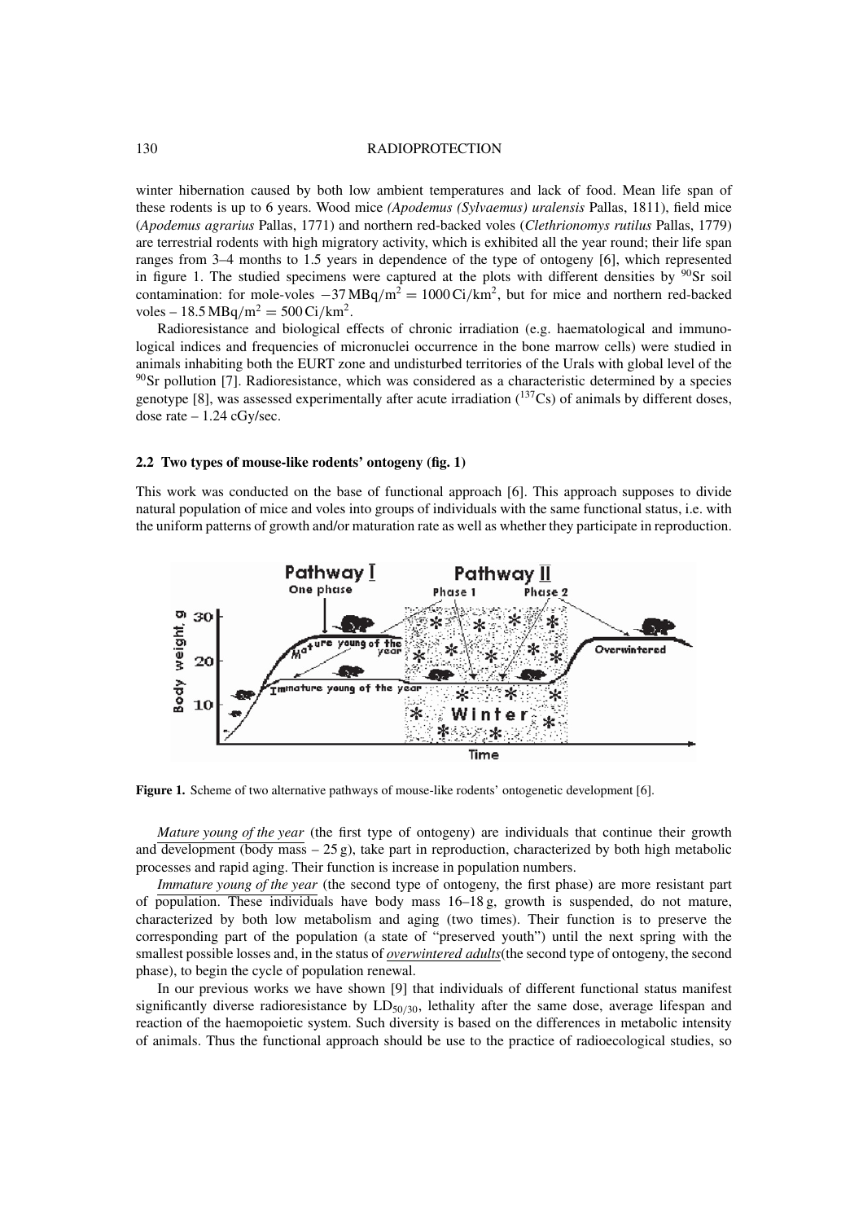winter hibernation caused by both low ambient temperatures and lack of food. Mean life span of these rodents is up to 6 years. Wood mice *(Apodemus (Sylvaemus) uralensis* Pallas, 1811), field mice (*Apodemus agrarius* Pallas, 1771) and northern red-backed voles (*Clethrionomys rutilus* Pallas, 1779) are terrestrial rodents with high migratory activity, which is exhibited all the year round; their life span ranges from 3–4 months to 1.5 years in dependence of the type of ontogeny [6], which represented in figure 1. The studied specimens were captured at the plots with different densities by $^{90}$Sr soil contamination: for mole-voles $-37\,\text{MBq/m}^2 = 1000\,\text{Ci/km}^2$, but for mice and northern red-backed voles – $18.5\,\text{MBq/m}^2 = 500\,\text{Ci/km}^2$.

Radioresistance and biological effects of chronic irradiation (e.g. haematological and immunological indices and frequencies of micronuclei occurrence in the bone marrow cells) were studied in animals inhabiting both the EURT zone and undisturbed territories of the Urals with global level of the $^{90}$Sr pollution [7]. Radioresistance, which was considered as a characteristic determined by a species genotype [8], was assessed experimentally after acute irradiation ($^{137}$Cs) of animals by different doses, dose rate – 1.24 cGy/sec.

### 2.2 Two types of mouse-like rodents' ontogeny (fig. 1)

This work was conducted on the base of functional approach [6]. This approach supposes to divide natural population of mice and voles into groups of individuals with the same functional status, i.e. with the uniform patterns of growth and/or maturation rate as well as whether they participate in reproduction.

**Figure 1.** Scheme of two alternative pathways of mouse-like rodents' ontogenetic development [6].

*Mature young of the year* (the first type of ontogeny) are individuals that continue their growth and development (body mass – 25 g), take part in reproduction, characterized by both high metabolic processes and rapid aging. Their function is increase in population numbers.

*Immature young of the year* (the second type of ontogeny, the first phase) are more resistant part of population. These individuals have body mass 16–18 g, growth is suspended, do not mature, characterized by both low metabolism and aging (two times). Their function is to preserve the corresponding part of the population (a state of "preserved youth") until the next spring with the smallest possible losses and, in the status of ***overwintered adults***(the second type of ontogeny, the second phase), to begin the cycle of population renewal.

In our previous works we have shown [9] that individuals of different functional status manifest significantly diverse radioresistance by $LD_{50/30}$, lethality after the same dose, average lifespan and reaction of the haemopoietic system. Such diversity is based on the differences in metabolic intensity of animals. Thus the functional approach should be use to the practice of radioecological studies, so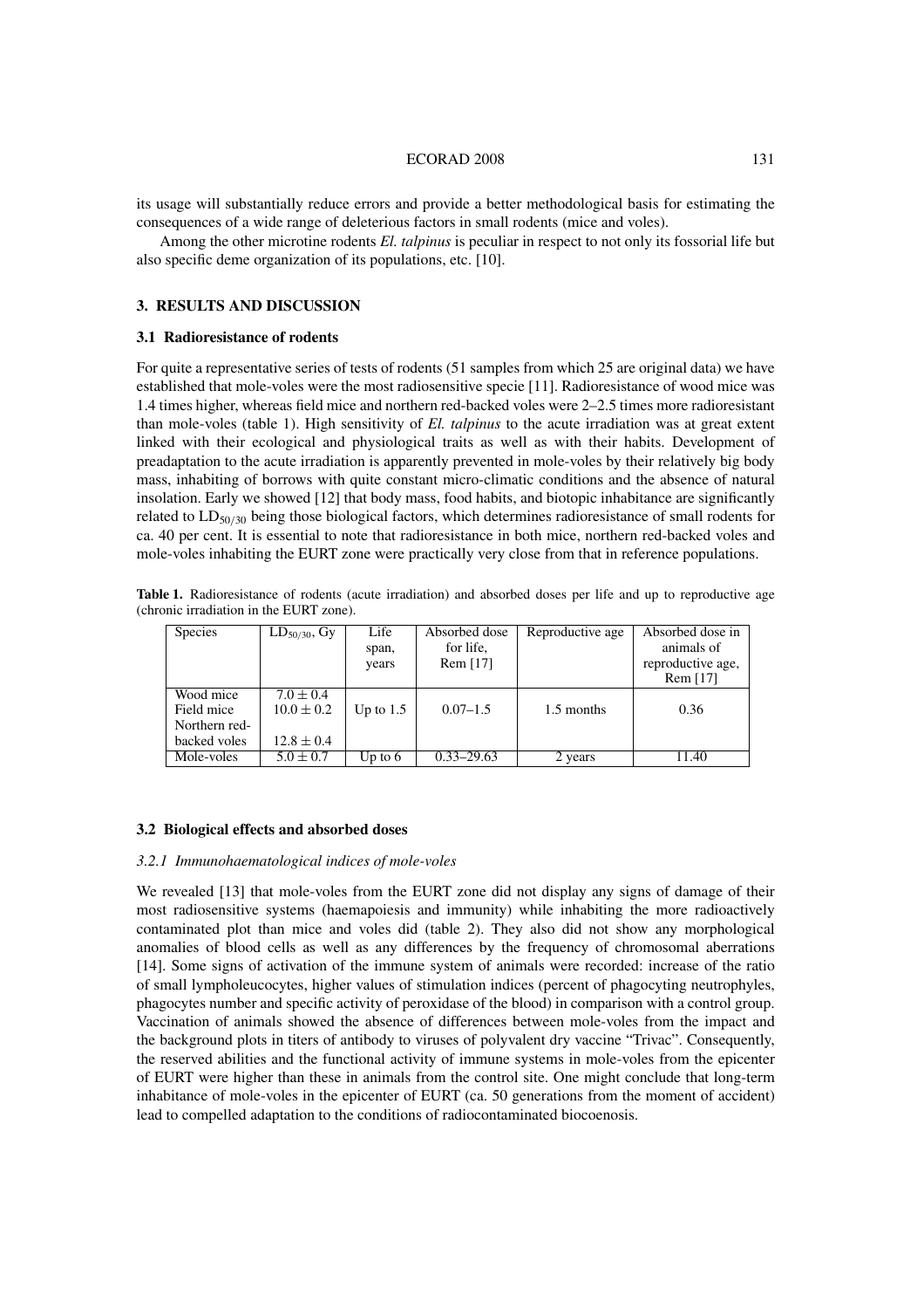its usage will substantially reduce errors and provide a better methodological basis for estimating the consequences of a wide range of deleterious factors in small rodents (mice and voles).

Among the other microtine rodents *El. talpinus* is peculiar in respect to not only its fossorial life but also specific deme organization of its populations, etc. [10].

## 3. RESULTS AND DISCUSSION

### 3.1 Radioresistance of rodents

For quite a representative series of tests of rodents (51 samples from which 25 are original data) we have established that mole-voles were the most radiosensitive specie [11]. Radioresistance of wood mice was 1.4 times higher, whereas field mice and northern red-backed voles were 2–2.5 times more radioresistant than mole-voles (table 1). High sensitivity of *El. talpinus* to the acute irradiation was at great extent linked with their ecological and physiological traits as well as with their habits. Development of preadaptation to the acute irradiation is apparently prevented in mole-voles by their relatively big body mass, inhabiting of borrows with quite constant micro-climatic conditions and the absence of natural insolation. Early we showed [12] that body mass, food habits, and biotopic inhabitance are significantly related to $LD_{50/30}$ being those biological factors, which determines radioresistance of small rodents for ca. 40 per cent. It is essential to note that radioresistance in both mice, northern red-backed voles and mole-voles inhabiting the EURT zone were practically very close from that in reference populations.

**Table 1.** Radioresistance of rodents (acute irradiation) and absorbed doses per life and up to reproductive age (chronic irradiation in the EURT zone).

| Species | $LD_{50/30}$, Gy | Life span, years | Absorbed dose for life, Rem [17] | Reproductive age | Absorbed dose in animals of reproductive age, Rem [17] |
|---|---|---|---|---|---|
| Wood mice | $7.0 \pm 0.4$ | | | | |
| Field mice | $10.0 \pm 0.2$ | Up to 1.5 | 0.07–1.5 | 1.5 months | 0.36 |
| Northern red-backed voles | $12.8 \pm 0.4$ | | | | |
| Mole-voles | $5.0 \pm 0.7$ | Up to 6 | 0.33–29.63 | 2 years | 11.40 |

### 3.2 Biological effects and absorbed doses

#### *3.2.1 Immunohaematological indices of mole-voles*

We revealed [13] that mole-voles from the EURT zone did not display any signs of damage of their most radiosensitive systems (haemapoiesis and immunity) while inhabiting the more radioactively contaminated plot than mice and voles did (table 2). They also did not show any morphological anomalies of blood cells as well as any differences by the frequency of chromosomal aberrations [14]. Some signs of activation of the immune system of animals were recorded: increase of the ratio of small lympholeucocytes, higher values of stimulation indices (percent of phagocyting neutrophyles, phagocytes number and specific activity of peroxidase of the blood) in comparison with a control group. Vaccination of animals showed the absence of differences between mole-voles from the impact and the background plots in titers of antibody to viruses of polyvalent dry vaccine "Trivac". Consequently, the reserved abilities and the functional activity of immune systems in mole-voles from the epicenter of EURT were higher than these in animals from the control site. One might conclude that long-term inhabitance of mole-voles in the epicenter of EURT (ca. 50 generations from the moment of accident) lead to compelled adaptation to the conditions of radiocontaminated biocoenosis.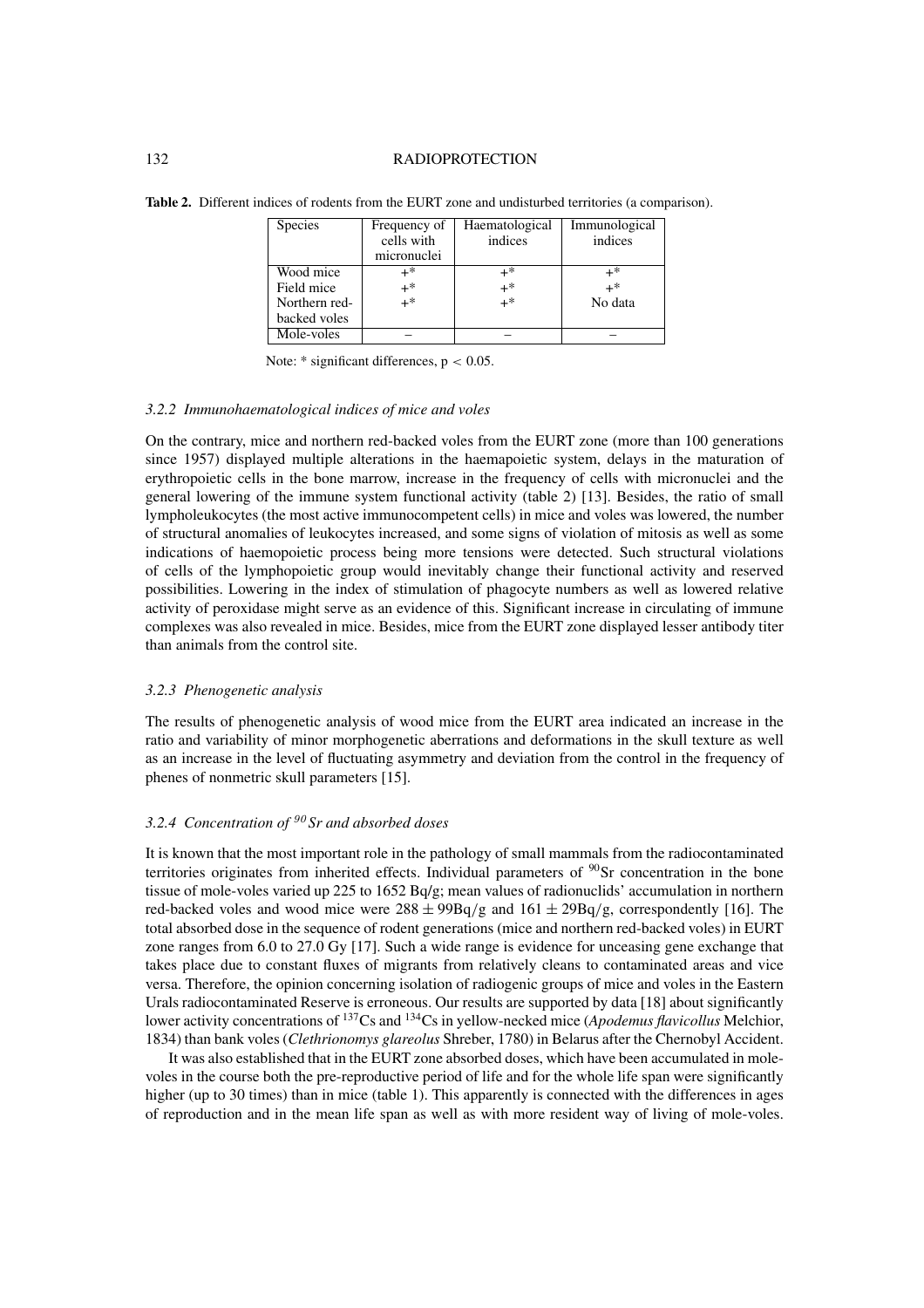**Table 2.** Different indices of rodents from the EURT zone and undisturbed territories (a comparison).

| Species | Frequency of cells with micronuclei | Haematological indices | Immunological indices |
|---|---|---|---|
| Wood mice | +* | +* | +* |
| Field mice | +* | +* | +* |
| Northern red-backed voles | +* | +* | No data |
| Mole-voles | – | – | – |

Note: * significant differences, $p < 0.05$.

### 3.2.2 *Immunohaematological indices of mice and voles*

On the contrary, mice and northern red-backed voles from the EURT zone (more than 100 generations since 1957) displayed multiple alterations in the haemapoietic system, delays in the maturation of erythropoietic cells in the bone marrow, increase in the frequency of cells with micronuclei and the general lowering of the immune system functional activity (table 2) [13]. Besides, the ratio of small lympholeukocytes (the most active immunocompetent cells) in mice and voles was lowered, the number of structural anomalies of leukocytes increased, and some signs of violation of mitosis as well as some indications of haemopoietic process being more tensions were detected. Such structural violations of cells of the lymphopoietic group would inevitably change their functional activity and reserved possibilities. Lowering in the index of stimulation of phagocyte numbers as well as lowered relative activity of peroxidase might serve as an evidence of this. Significant increase in circulating of immune complexes was also revealed in mice. Besides, mice from the EURT zone displayed lesser antibody titer than animals from the control site.

### 3.2.3 *Phenogenetic analysis*

The results of phenogenetic analysis of wood mice from the EURT area indicated an increase in the ratio and variability of minor morphogenetic aberrations and deformations in the skull texture as well as an increase in the level of fluctuating asymmetry and deviation from the control in the frequency of phenes of nonmetric skull parameters [15].

### 3.2.4 *Concentration of $^{90}Sr$ and absorbed doses*

It is known that the most important role in the pathology of small mammals from the radiocontaminated territories originates from inherited effects. Individual parameters of $^{90}$Sr concentration in the bone tissue of mole-voles varied up 225 to 1652 Bq/g; mean values of radionuclids' accumulation in northern red-backed voles and wood mice were $288 \pm 99$Bq/g and $161 \pm 29$Bq/g, correspondently [16]. The total absorbed dose in the sequence of rodent generations (mice and northern red-backed voles) in EURT zone ranges from 6.0 to 27.0 Gy [17]. Such a wide range is evidence for unceasing gene exchange that takes place due to constant fluxes of migrants from relatively cleans to contaminated areas and vice versa. Therefore, the opinion concerning isolation of radiogenic groups of mice and voles in the Eastern Urals radiocontaminated Reserve is erroneous. Our results are supported by data [18] about significantly lower activity concentrations of $^{137}$Cs and $^{134}$Cs in yellow-necked mice (*Apodemus flavicollus* Melchior, 1834) than bank voles (*Clethrionomys glareolus* Shreber, 1780) in Belarus after the Chernobyl Accident.

It was also established that in the EURT zone absorbed doses, which have been accumulated in mole-voles in the course both the pre-reproductive period of life and for the whole life span were significantly higher (up to 30 times) than in mice (table 1). This apparently is connected with the differences in ages of reproduction and in the mean life span as well as with more resident way of living of mole-voles.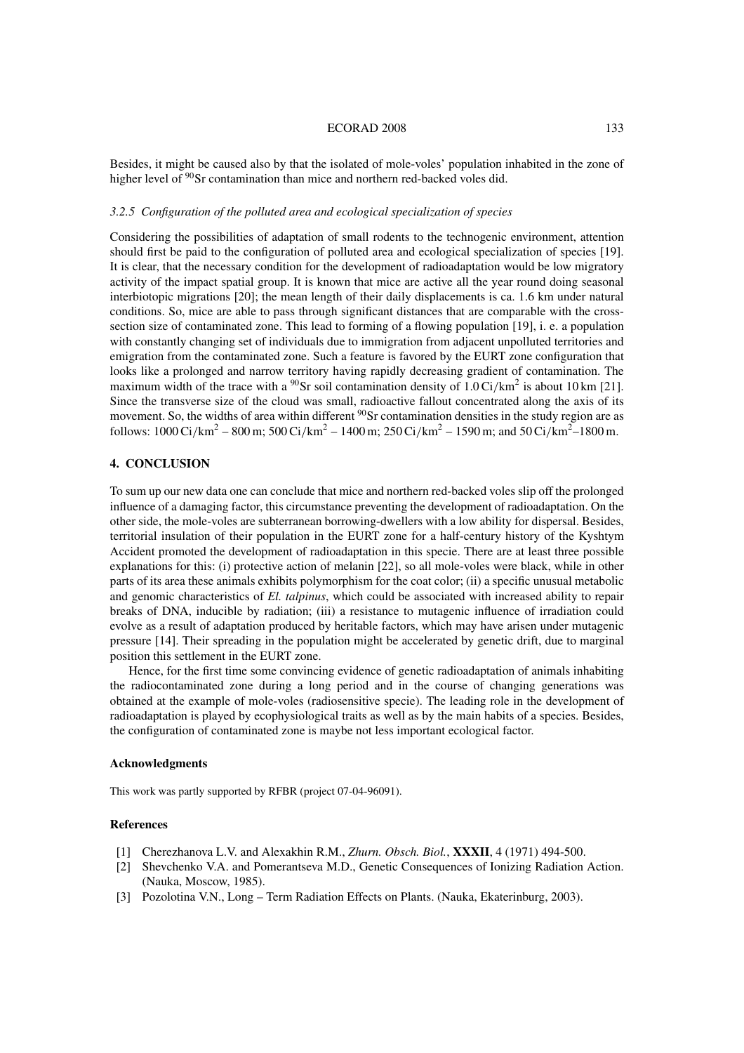Besides, it might be caused also by that the isolated of mole-voles' population inhabited in the zone of higher level of $^{90}$Sr contamination than mice and northern red-backed voles did.

### *3.2.5 Configuration of the polluted area and ecological specialization of species*

Considering the possibilities of adaptation of small rodents to the technogenic environment, attention should first be paid to the configuration of polluted area and ecological specialization of species [19]. It is clear, that the necessary condition for the development of radioadaptation would be low migratory activity of the impact spatial group. It is known that mice are active all the year round doing seasonal interbiotopic migrations [20]; the mean length of their daily displacements is ca. 1.6 km under natural conditions. So, mice are able to pass through significant distances that are comparable with the cross-section size of contaminated zone. This lead to forming of a flowing population [19], i. e. a population with constantly changing set of individuals due to immigration from adjacent unpolluted territories and emigration from the contaminated zone. Such a feature is favored by the EURT zone configuration that looks like a prolonged and narrow territory having rapidly decreasing gradient of contamination. The maximum width of the trace with a $^{90}$Sr soil contamination density of 1.0 Ci/km$^2$ is about 10 km [21]. Since the transverse size of the cloud was small, radioactive fallout concentrated along the axis of its movement. So, the widths of area within different $^{90}$Sr contamination densities in the study region are as follows: 1000 Ci/km$^2$ – 800 m; 500 Ci/km$^2$ – 1400 m; 250 Ci/km$^2$ – 1590 m; and 50 Ci/km$^2$–1800 m.

## 4. CONCLUSION

To sum up our new data one can conclude that mice and northern red-backed voles slip off the prolonged influence of a damaging factor, this circumstance preventing the development of radioadaptation. On the other side, the mole-voles are subterranean borrowing-dwellers with a low ability for dispersal. Besides, territorial insulation of their population in the EURT zone for a half-century history of the Kyshtym Accident promoted the development of radioadaptation in this specie. There are at least three possible explanations for this: (i) protective action of melanin [22], so all mole-voles were black, while in other parts of its area these animals exhibits polymorphism for the coat color; (ii) a specific unusual metabolic and genomic characteristics of *El. talpinus*, which could be associated with increased ability to repair breaks of DNA, inducible by radiation; (iii) a resistance to mutagenic influence of irradiation could evolve as a result of adaptation produced by heritable factors, which may have arisen under mutagenic pressure [14]. Their spreading in the population might be accelerated by genetic drift, due to marginal position this settlement in the EURT zone.

Hence, for the first time some convincing evidence of genetic radioadaptation of animals inhabiting the radiocontaminated zone during a long period and in the course of changing generations was obtained at the example of mole-voles (radiosensitive specie). The leading role in the development of radioadaptation is played by ecophysiological traits as well as by the main habits of a species. Besides, the configuration of contaminated zone is maybe not less important ecological factor.

### Acknowledgments

This work was partly supported by RFBR (project 07-04-96091).

### References

[1] Cherezhanova L.V. and Alexakhin R.M., *Zhurn. Obsch. Biol.*, **XXXII**, 4 (1971) 494-500.

[2] Shevchenko V.A. and Pomerantseva M.D., Genetic Consequences of Ionizing Radiation Action. (Nauka, Moscow, 1985).

[3] Pozolotina V.N., Long – Term Radiation Effects on Plants. (Nauka, Ekaterinburg, 2003).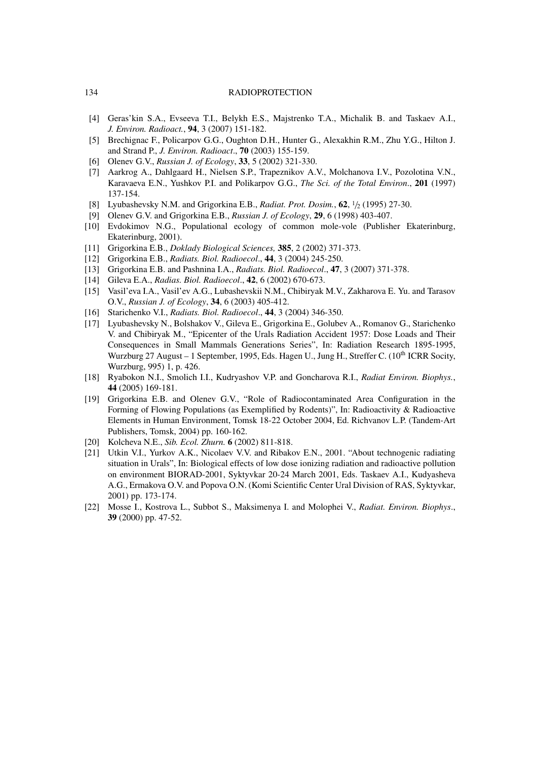[4] Geras'kin S.A., Evseeva T.I., Belykh E.S., Majstrenko T.A., Michalik B. and Taskaev A.I., *J. Environ. Radioact.*, **94**, 3 (2007) 151-182.

[5] Brechignac F., Policarpov G.G., Oughton D.H., Hunter G., Alexakhin R.M., Zhu Y.G., Hilton J. and Strand P., *J. Environ. Radioact*., **70** (2003) 155-159.

[6] Olenev G.V., *Russian J. of Ecology*, **33**, 5 (2002) 321-330.

[7] Aarkrog A., Dahlgaard H., Nielsen S.P., Trapeznikov A.V., Molchanova I.V., Pozolotina V.N., Karavaeva E.N., Yushkov P.I. and Polikarpov G.G., *The Sci. of the Total Environ*., **201** (1997) 137-154.

[8] Lyubashevsky N.M. and Grigorkina E.B., *Radiat. Prot. Dosim.*, **62**, $^1/_2$ (1995) 27-30.

[9] Olenev G.V. and Grigorkina E.B., *Russian J. of Ecology*, **29**, 6 (1998) 403-407.

[10] Evdokimov N.G., Populational ecology of common mole-vole (Publisher Ekaterinburg, Ekaterinburg, 2001).

[11] Grigorkina E.B., *Doklady Biological Sciences,* **385**, 2 (2002) 371-373.

[12] Grigorkina E.B., *Radiats. Biol. Radioecol*., **44**, 3 (2004) 245-250.

[13] Grigorkina E.B. and Pashnina I.A., *Radiats. Biol. Radioecol*., **47**, 3 (2007) 371-378.

[14] Gileva E.A., *Radias. Biol. Radioecol*., **42**, 6 (2002) 670-673.

[15] Vasil'eva I.A., Vasil'ev A.G., Lubashevskii N.M., Chibiryak M.V., Zakharova E. Yu. and Tarasov O.V., *Russian J. of Ecology*, **34**, 6 (2003) 405-412.

[16] Starichenko V.I., *Radiats. Biol. Radioecol*., **44**, 3 (2004) 346-350.

[17] Lyubashevsky N., Bolshakov V., Gileva E., Grigorkina E., Golubev A., Romanov G., Starichenko V. and Chibiryak M., "Epicenter of the Urals Radiation Accident 1957: Dose Loads and Their Consequences in Small Mammals Generations Series", In: Radiation Research 1895-1995, Wurzburg 27 August – 1 September, 1995, Eds. Hagen U., Jung H., Streffer C. (10th ICRR Socity, Wurzburg, 995) 1, p. 426.

[18] Ryabokon N.I., Smolich I.I., Kudryashov V.P. and Goncharova R.I., *Radiat Environ. Biophys.*, **44** (2005) 169-181.

[19] Grigorkina E.B. and Olenev G.V., "Role of Radiocontaminated Area Configuration in the Forming of Flowing Populations (as Exemplified by Rodents)", In: Radioactivity & Radioactive Elements in Human Environment, Tomsk 18-22 October 2004, Ed. Richvanov L.P. (Tandem-Art Publishers, Tomsk, 2004) pp. 160-162.

[20] Kolcheva N.E., *Sib. Ecol. Zhurn.* **6** (2002) 811-818.

[21] Utkin V.I., Yurkov A.K., Nicolaev V.V. and Ribakov E.N., 2001. "About technogenic radiating situation in Urals", In: Biological effects of low dose ionizing radiation and radioactive pollution on environment BIORAD-2001, Syktyvkar 20-24 March 2001, Eds. Taskaev A.I., Kudyasheva A.G., Ermakova O.V. and Popova O.N. (Komi Scientific Center Ural Division of RAS, Syktyvkar, 2001) pp. 173-174.

[22] Mosse I., Kostrova L., Subbot S., Maksimenya I. and Molophei V., *Radiat. Environ. Biophys*., **39** (2000) pp. 47-52.